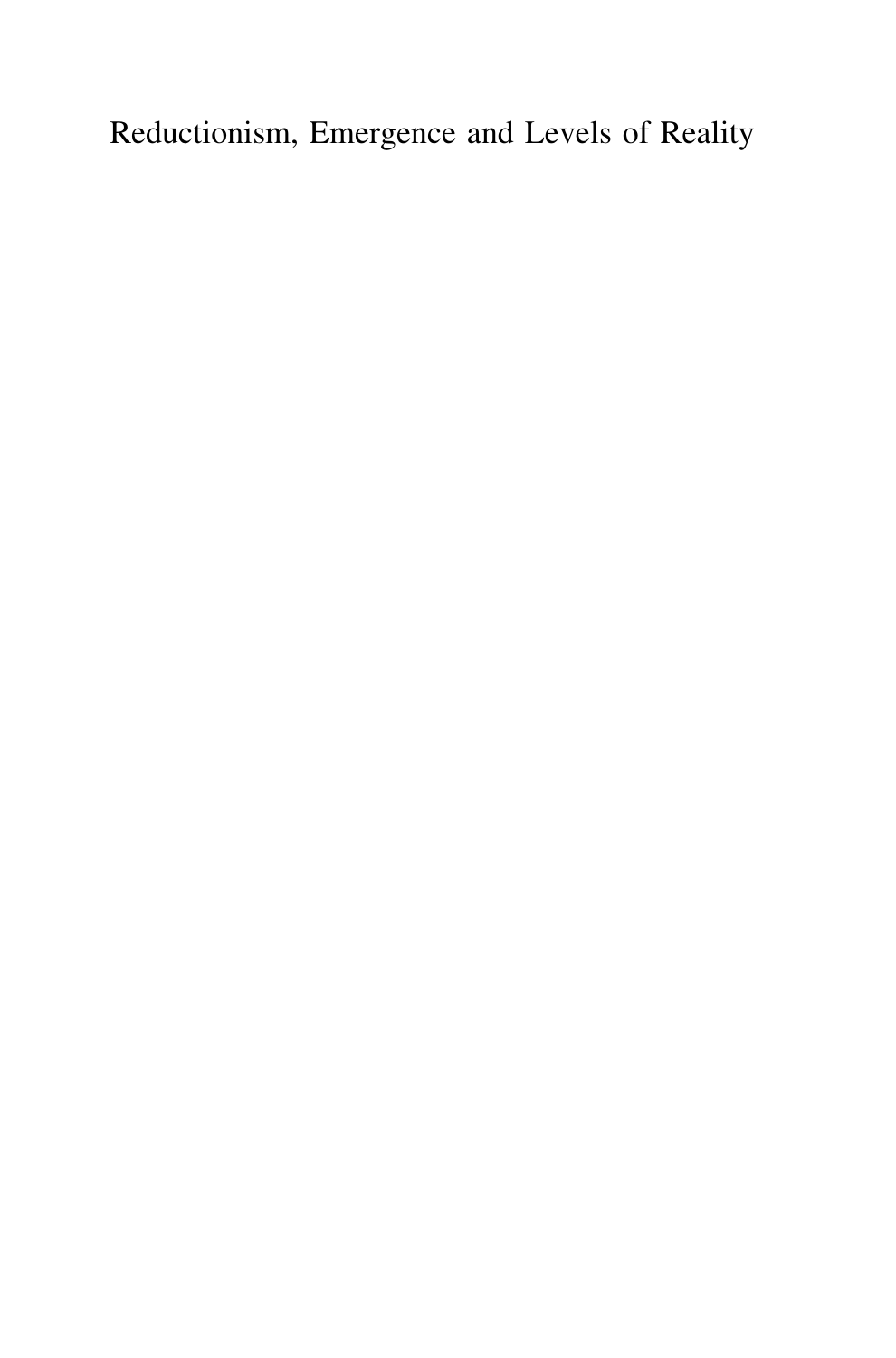# Reductionism, Emergence and Levels of Reality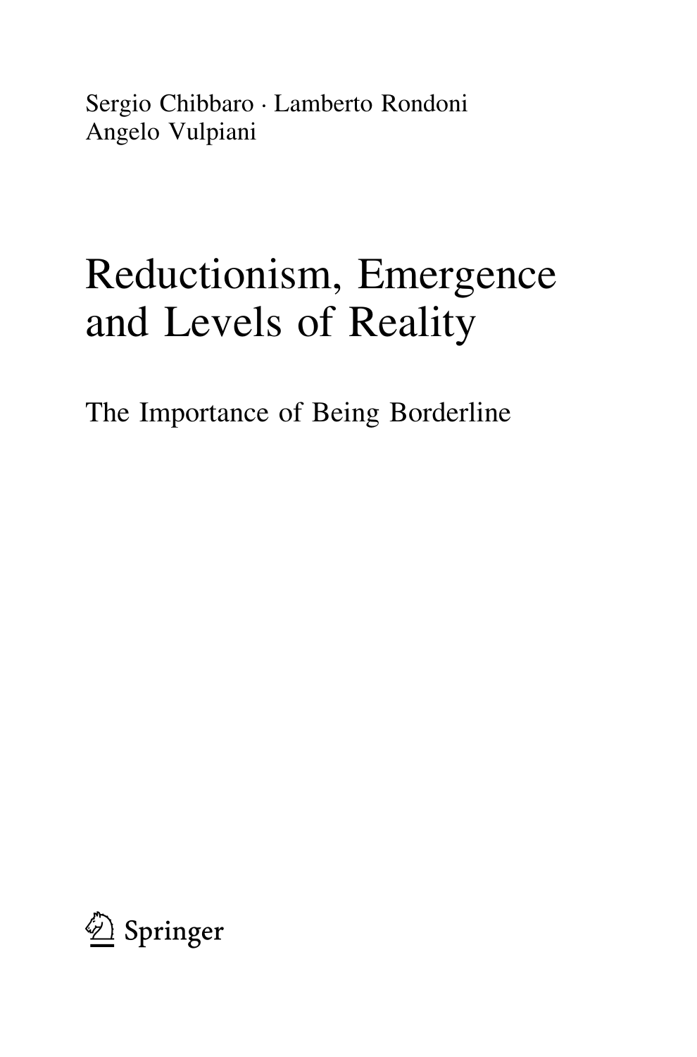Sergio Chibbaro · Lamberto Rondoni
Angelo Vulpiani

# Reductionism, Emergence and Levels of Reality

## The Importance of Being Borderline

Springer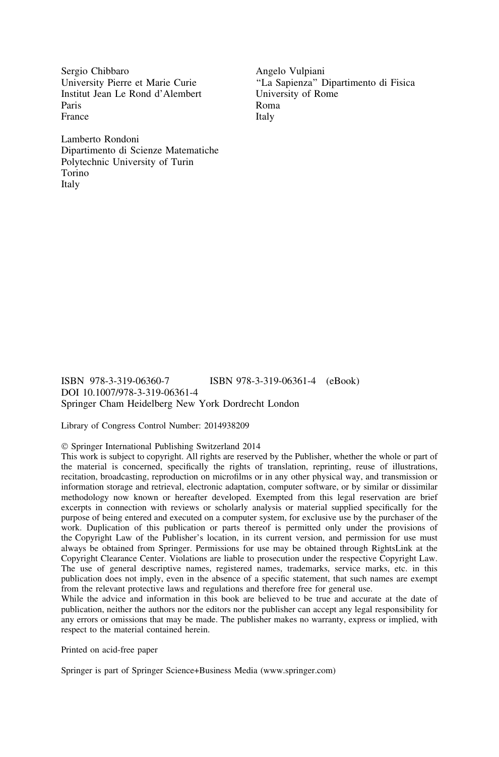Sergio Chibbaro
University Pierre et Marie Curie
Institut Jean Le Rond d'Alembert
Paris
France

Angelo Vulpiani
"La Sapienza" Dipartimento di Fisica
University of Rome
Roma
Italy

Lamberto Rondoni
Dipartimento di Scienze Matematiche
Polytechnic University of Turin
Torino
Italy

ISBN 978-3-319-06360-7  ISBN 978-3-319-06361-4 (eBook)
DOI 10.1007/978-3-319-06361-4
Springer Cham Heidelberg New York Dordrecht London

Library of Congress Control Number: 2014938209

© Springer International Publishing Switzerland 2014
This work is subject to copyright. All rights are reserved by the Publisher, whether the whole or part of the material is concerned, specifically the rights of translation, reprinting, reuse of illustrations, recitation, broadcasting, reproduction on microfilms or in any other physical way, and transmission or information storage and retrieval, electronic adaptation, computer software, or by similar or dissimilar methodology now known or hereafter developed. Exempted from this legal reservation are brief excerpts in connection with reviews or scholarly analysis or material supplied specifically for the purpose of being entered and executed on a computer system, for exclusive use by the purchaser of the work. Duplication of this publication or parts thereof is permitted only under the provisions of the Copyright Law of the Publisher's location, in its current version, and permission for use must always be obtained from Springer. Permissions for use may be obtained through RightsLink at the Copyright Clearance Center. Violations are liable to prosecution under the respective Copyright Law.
The use of general descriptive names, registered names, trademarks, service marks, etc. in this publication does not imply, even in the absence of a specific statement, that such names are exempt from the relevant protective laws and regulations and therefore free for general use.
While the advice and information in this book are believed to be true and accurate at the date of publication, neither the authors nor the editors nor the publisher can accept any legal responsibility for any errors or omissions that may be made. The publisher makes no warranty, express or implied, with respect to the material contained herein.

Printed on acid-free paper

Springer is part of Springer Science+Business Media (www.springer.com)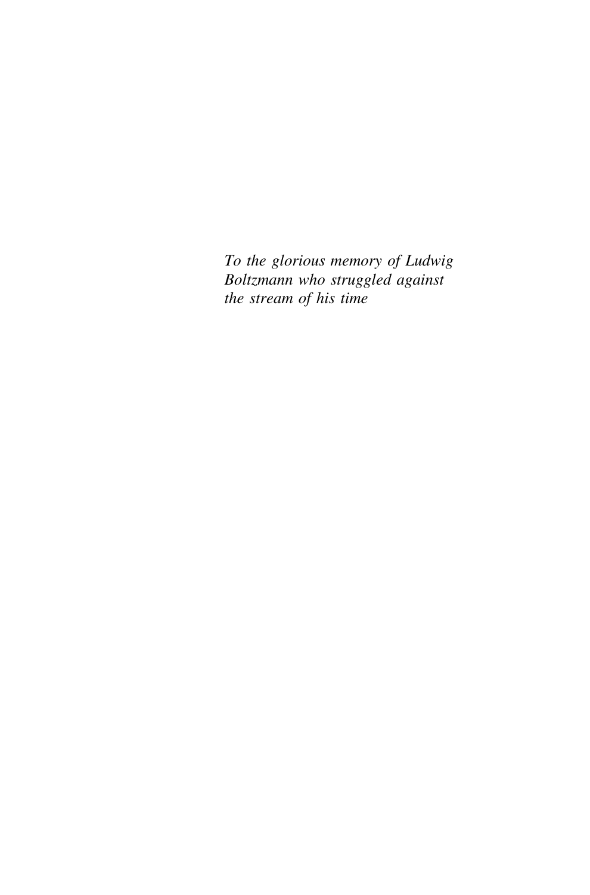*To the glorious memory of Ludwig Boltzmann who struggled against the stream of his time*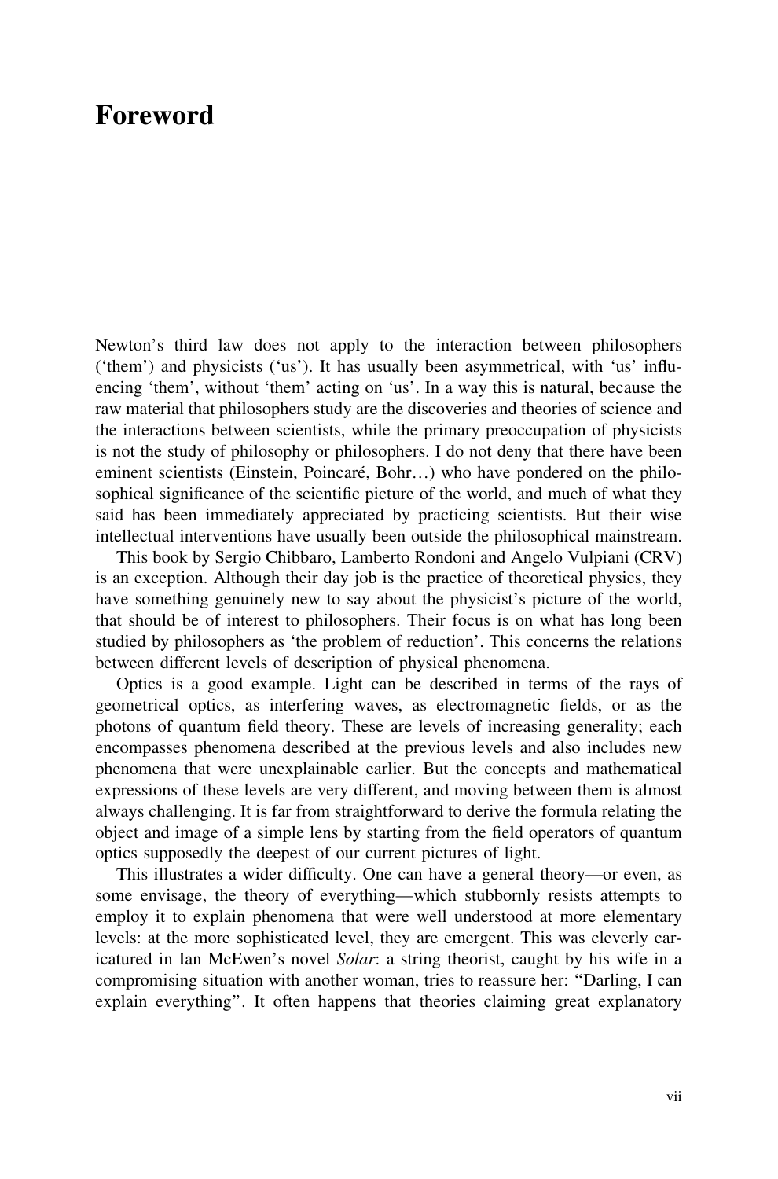# Foreword

Newton's third law does not apply to the interaction between philosophers ('them') and physicists ('us'). It has usually been asymmetrical, with 'us' influencing 'them', without 'them' acting on 'us'. In a way this is natural, because the raw material that philosophers study are the discoveries and theories of science and the interactions between scientists, while the primary preoccupation of physicists is not the study of philosophy or philosophers. I do not deny that there have been eminent scientists (Einstein, Poincaré, Bohr…) who have pondered on the philosophical significance of the scientific picture of the world, and much of what they said has been immediately appreciated by practicing scientists. But their wise intellectual interventions have usually been outside the philosophical mainstream.

This book by Sergio Chibbaro, Lamberto Rondoni and Angelo Vulpiani (CRV) is an exception. Although their day job is the practice of theoretical physics, they have something genuinely new to say about the physicist's picture of the world, that should be of interest to philosophers. Their focus is on what has long been studied by philosophers as 'the problem of reduction'. This concerns the relations between different levels of description of physical phenomena.

Optics is a good example. Light can be described in terms of the rays of geometrical optics, as interfering waves, as electromagnetic fields, or as the photons of quantum field theory. These are levels of increasing generality; each encompasses phenomena described at the previous levels and also includes new phenomena that were unexplainable earlier. But the concepts and mathematical expressions of these levels are very different, and moving between them is almost always challenging. It is far from straightforward to derive the formula relating the object and image of a simple lens by starting from the field operators of quantum optics supposedly the deepest of our current pictures of light.

This illustrates a wider difficulty. One can have a general theory—or even, as some envisage, the theory of everything—which stubbornly resists attempts to employ it to explain phenomena that were well understood at more elementary levels: at the more sophisticated level, they are emergent. This was cleverly caricatured in Ian McEwen's novel *Solar*: a string theorist, caught by his wife in a compromising situation with another woman, tries to reassure her: "Darling, I can explain everything". It often happens that theories claiming great explanatory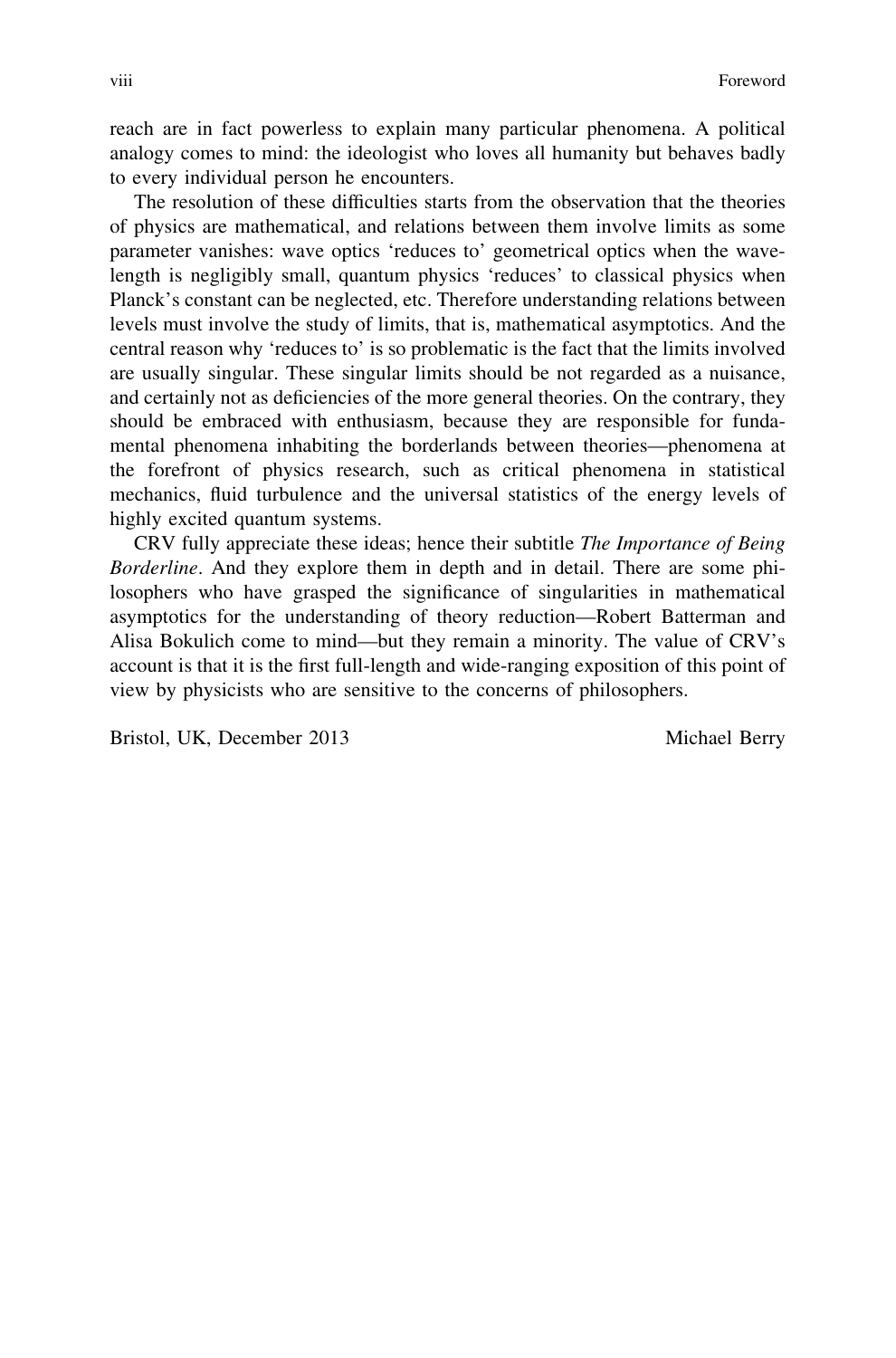reach are in fact powerless to explain many particular phenomena. A political analogy comes to mind: the ideologist who loves all humanity but behaves badly to every individual person he encounters.

The resolution of these difficulties starts from the observation that the theories of physics are mathematical, and relations between them involve limits as some parameter vanishes: wave optics 'reduces to' geometrical optics when the wavelength is negligibly small, quantum physics 'reduces' to classical physics when Planck's constant can be neglected, etc. Therefore understanding relations between levels must involve the study of limits, that is, mathematical asymptotics. And the central reason why 'reduces to' is so problematic is the fact that the limits involved are usually singular. These singular limits should be not regarded as a nuisance, and certainly not as deficiencies of the more general theories. On the contrary, they should be embraced with enthusiasm, because they are responsible for fundamental phenomena inhabiting the borderlands between theories—phenomena at the forefront of physics research, such as critical phenomena in statistical mechanics, fluid turbulence and the universal statistics of the energy levels of highly excited quantum systems.

CRV fully appreciate these ideas; hence their subtitle *The Importance of Being Borderline*. And they explore them in depth and in detail. There are some philosophers who have grasped the significance of singularities in mathematical asymptotics for the understanding of theory reduction—Robert Batterman and Alisa Bokulich come to mind—but they remain a minority. The value of CRV's account is that it is the first full-length and wide-ranging exposition of this point of view by physicists who are sensitive to the concerns of philosophers.

Bristol, UK, December 2013 Michael Berry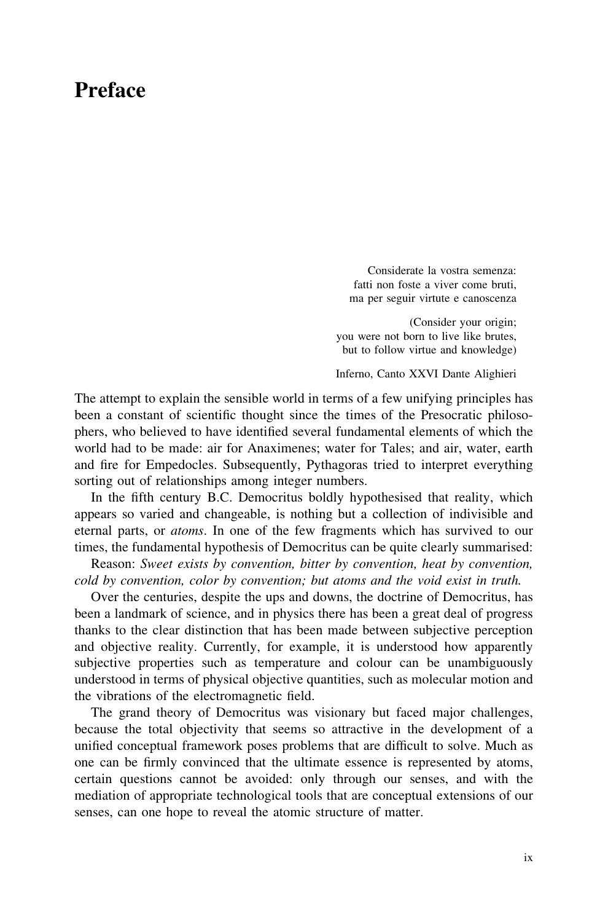# Preface

> Considerate la vostra semenza:
> fatti non foste a viver come bruti,
> ma per seguir virtute e canoscenza
>
> (Consider your origin;
> you were not born to live like brutes,
> but to follow virtue and knowledge)
>
> Inferno, Canto XXVI Dante Alighieri

The attempt to explain the sensible world in terms of a few unifying principles has been a constant of scientific thought since the times of the Presocratic philosophers, who believed to have identified several fundamental elements of which the world had to be made: air for Anaximenes; water for Tales; and air, water, earth and fire for Empedocles. Subsequently, Pythagoras tried to interpret everything sorting out of relationships among integer numbers.

In the fifth century B.C. Democritus boldly hypothesised that reality, which appears so varied and changeable, is nothing but a collection of indivisible and eternal parts, or *atoms*. In one of the few fragments which has survived to our times, the fundamental hypothesis of Democritus can be quite clearly summarised:

Reason: *Sweet exists by convention, bitter by convention, heat by convention, cold by convention, color by convention; but atoms and the void exist in truth.*

Over the centuries, despite the ups and downs, the doctrine of Democritus, has been a landmark of science, and in physics there has been a great deal of progress thanks to the clear distinction that has been made between subjective perception and objective reality. Currently, for example, it is understood how apparently subjective properties such as temperature and colour can be unambiguously understood in terms of physical objective quantities, such as molecular motion and the vibrations of the electromagnetic field.

The grand theory of Democritus was visionary but faced major challenges, because the total objectivity that seems so attractive in the development of a unified conceptual framework poses problems that are difficult to solve. Much as one can be firmly convinced that the ultimate essence is represented by atoms, certain questions cannot be avoided: only through our senses, and with the mediation of appropriate technological tools that are conceptual extensions of our senses, can one hope to reveal the atomic structure of matter.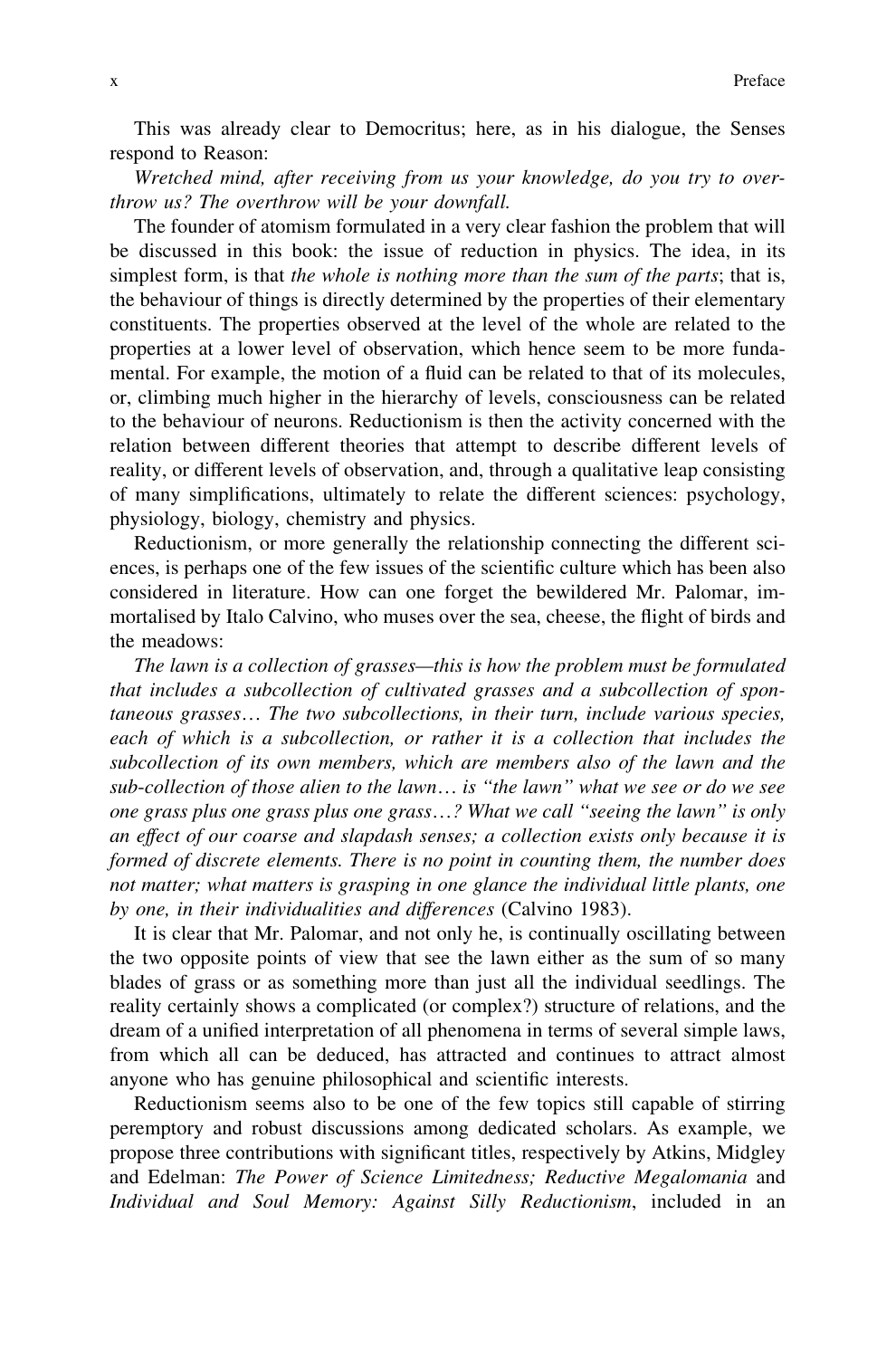This was already clear to Democritus; here, as in his dialogue, the Senses respond to Reason:

*Wretched mind, after receiving from us your knowledge, do you try to overthrow us? The overthrow will be your downfall.*

The founder of atomism formulated in a very clear fashion the problem that will be discussed in this book: the issue of reduction in physics. The idea, in its simplest form, is that *the whole is nothing more than the sum of the parts*; that is, the behaviour of things is directly determined by the properties of their elementary constituents. The properties observed at the level of the whole are related to the properties at a lower level of observation, which hence seem to be more fundamental. For example, the motion of a fluid can be related to that of its molecules, or, climbing much higher in the hierarchy of levels, consciousness can be related to the behaviour of neurons. Reductionism is then the activity concerned with the relation between different theories that attempt to describe different levels of reality, or different levels of observation, and, through a qualitative leap consisting of many simplifications, ultimately to relate the different sciences: psychology, physiology, biology, chemistry and physics.

Reductionism, or more generally the relationship connecting the different sciences, is perhaps one of the few issues of the scientific culture which has been also considered in literature. How can one forget the bewildered Mr. Palomar, immortalised by Italo Calvino, who muses over the sea, cheese, the flight of birds and the meadows:

*The lawn is a collection of grasses—this is how the problem must be formulated that includes a subcollection of cultivated grasses and a subcollection of spontaneous grasses… The two subcollections, in their turn, include various species, each of which is a subcollection, or rather it is a collection that includes the subcollection of its own members, which are members also of the lawn and the sub-collection of those alien to the lawn… is "the lawn" what we see or do we see one grass plus one grass plus one grass…? What we call "seeing the lawn" is only an effect of our coarse and slapdash senses; a collection exists only because it is formed of discrete elements. There is no point in counting them, the number does not matter; what matters is grasping in one glance the individual little plants, one by one, in their individualities and differences* (Calvino 1983).

It is clear that Mr. Palomar, and not only he, is continually oscillating between the two opposite points of view that see the lawn either as the sum of so many blades of grass or as something more than just all the individual seedlings. The reality certainly shows a complicated (or complex?) structure of relations, and the dream of a unified interpretation of all phenomena in terms of several simple laws, from which all can be deduced, has attracted and continues to attract almost anyone who has genuine philosophical and scientific interests.

Reductionism seems also to be one of the few topics still capable of stirring peremptory and robust discussions among dedicated scholars. As example, we propose three contributions with significant titles, respectively by Atkins, Midgley and Edelman: *The Power of Science Limitedness; Reductive Megalomania* and *Individual and Soul Memory: Against Silly Reductionism*, included in an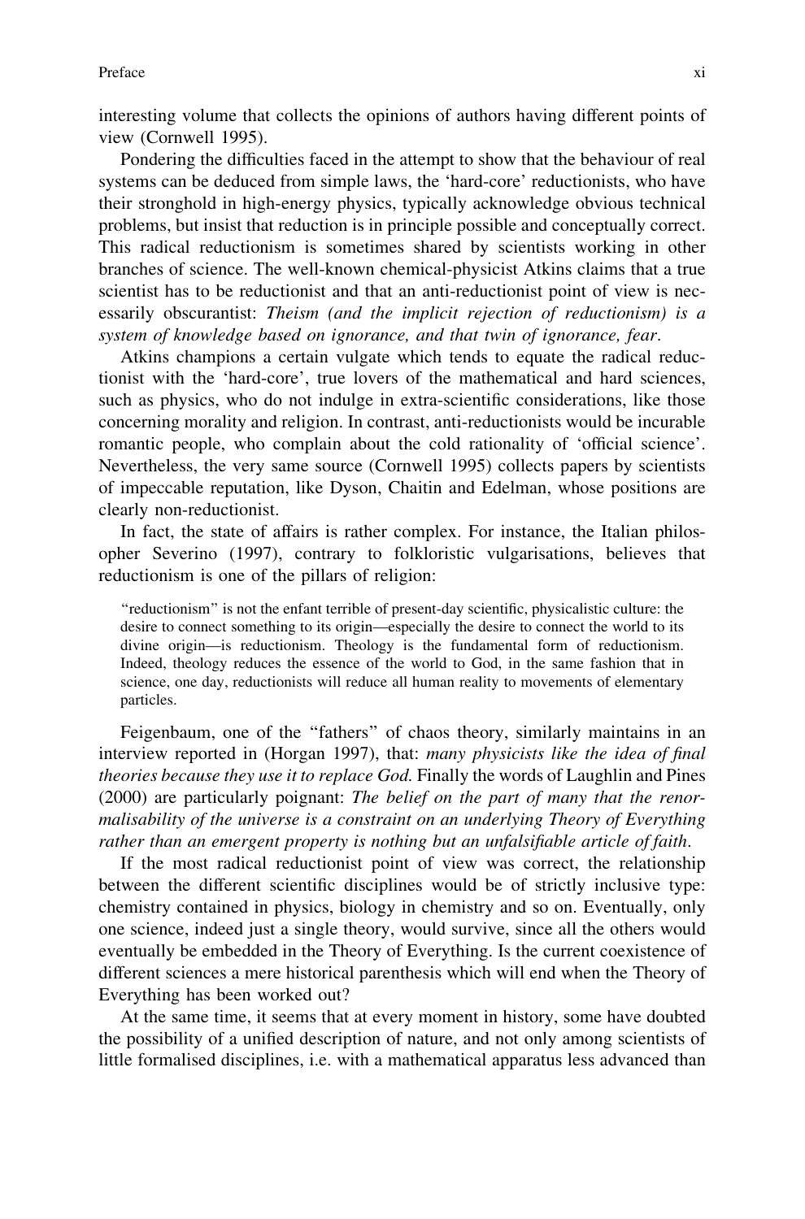interesting volume that collects the opinions of authors having different points of view (Cornwell 1995).

Pondering the difficulties faced in the attempt to show that the behaviour of real systems can be deduced from simple laws, the 'hard-core' reductionists, who have their stronghold in high-energy physics, typically acknowledge obvious technical problems, but insist that reduction is in principle possible and conceptually correct. This radical reductionism is sometimes shared by scientists working in other branches of science. The well-known chemical-physicist Atkins claims that a true scientist has to be reductionist and that an anti-reductionist point of view is necessarily obscurantist: *Theism (and the implicit rejection of reductionism) is a system of knowledge based on ignorance, and that twin of ignorance, fear*.

Atkins champions a certain vulgate which tends to equate the radical reductionist with the 'hard-core', true lovers of the mathematical and hard sciences, such as physics, who do not indulge in extra-scientific considerations, like those concerning morality and religion. In contrast, anti-reductionists would be incurable romantic people, who complain about the cold rationality of 'official science'. Nevertheless, the very same source (Cornwell 1995) collects papers by scientists of impeccable reputation, like Dyson, Chaitin and Edelman, whose positions are clearly non-reductionist.

In fact, the state of affairs is rather complex. For instance, the Italian philosopher Severino (1997), contrary to folkloristic vulgarisations, believes that reductionism is one of the pillars of religion:

> "reductionism" is not the enfant terrible of present-day scientific, physicalistic culture: the desire to connect something to its origin—especially the desire to connect the world to its divine origin—is reductionism. Theology is the fundamental form of reductionism. Indeed, theology reduces the essence of the world to God, in the same fashion that in science, one day, reductionists will reduce all human reality to movements of elementary particles.

Feigenbaum, one of the "fathers" of chaos theory, similarly maintains in an interview reported in (Horgan 1997), that: *many physicists like the idea of final theories because they use it to replace God.* Finally the words of Laughlin and Pines (2000) are particularly poignant: *The belief on the part of many that the renormalisability of the universe is a constraint on an underlying Theory of Everything rather than an emergent property is nothing but an unfalsifiable article of faith*.

If the most radical reductionist point of view was correct, the relationship between the different scientific disciplines would be of strictly inclusive type: chemistry contained in physics, biology in chemistry and so on. Eventually, only one science, indeed just a single theory, would survive, since all the others would eventually be embedded in the Theory of Everything. Is the current coexistence of different sciences a mere historical parenthesis which will end when the Theory of Everything has been worked out?

At the same time, it seems that at every moment in history, some have doubted the possibility of a unified description of nature, and not only among scientists of little formalised disciplines, i.e. with a mathematical apparatus less advanced than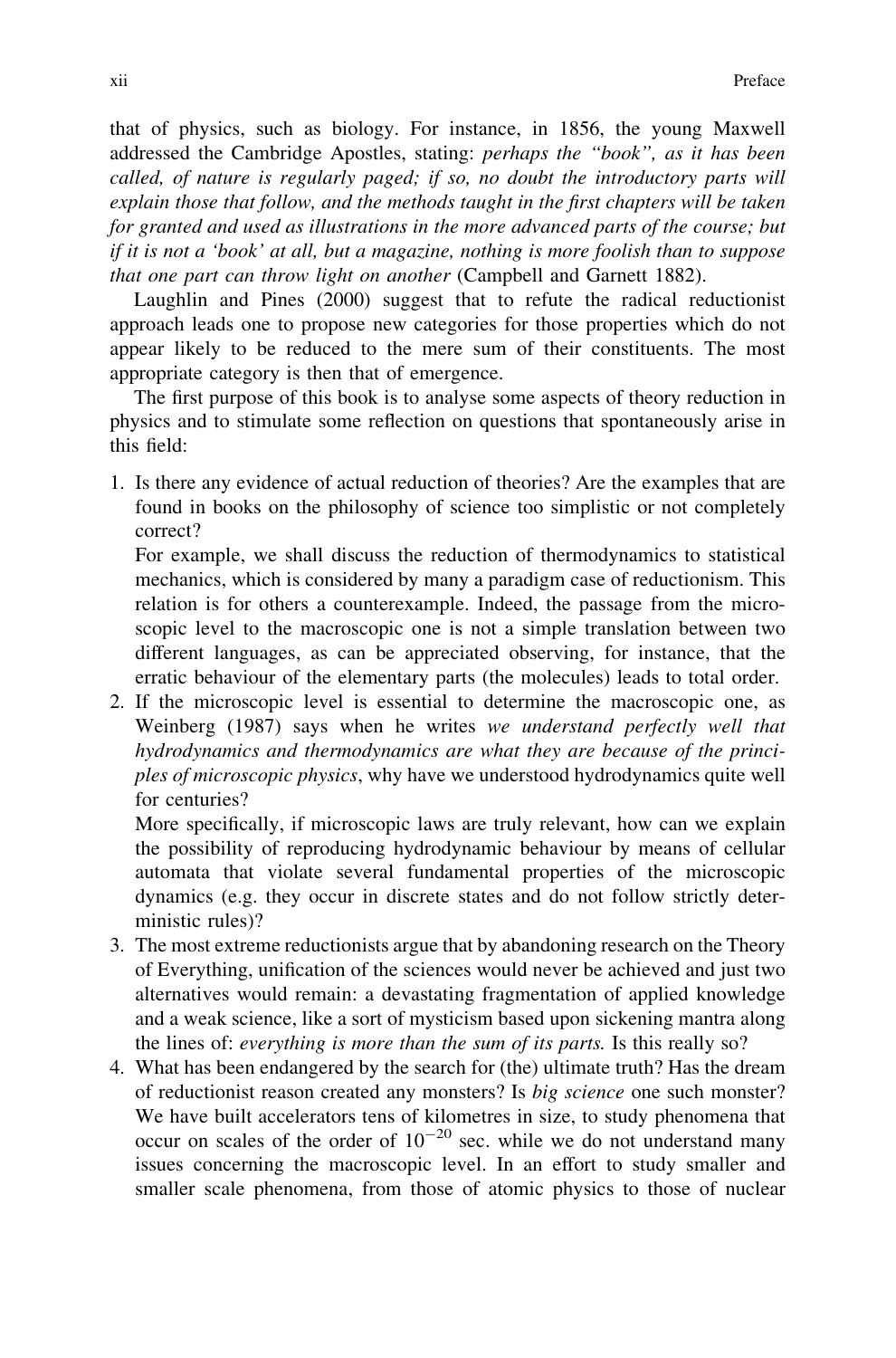that of physics, such as biology. For instance, in 1856, the young Maxwell addressed the Cambridge Apostles, stating: *perhaps the "book", as it has been called, of nature is regularly paged; if so, no doubt the introductory parts will explain those that follow, and the methods taught in the first chapters will be taken for granted and used as illustrations in the more advanced parts of the course; but if it is not a 'book' at all, but a magazine, nothing is more foolish than to suppose that one part can throw light on another* (Campbell and Garnett 1882).

Laughlin and Pines (2000) suggest that to refute the radical reductionist approach leads one to propose new categories for those properties which do not appear likely to be reduced to the mere sum of their constituents. The most appropriate category is then that of emergence.

The first purpose of this book is to analyse some aspects of theory reduction in physics and to stimulate some reflection on questions that spontaneously arise in this field:

1. Is there any evidence of actual reduction of theories? Are the examples that are found in books on the philosophy of science too simplistic or not completely correct?
   For example, we shall discuss the reduction of thermodynamics to statistical mechanics, which is considered by many a paradigm case of reductionism. This relation is for others a counterexample. Indeed, the passage from the microscopic level to the macroscopic one is not a simple translation between two different languages, as can be appreciated observing, for instance, that the erratic behaviour of the elementary parts (the molecules) leads to total order.
2. If the microscopic level is essential to determine the macroscopic one, as Weinberg (1987) says when he writes *we understand perfectly well that hydrodynamics and thermodynamics are what they are because of the principles of microscopic physics*, why have we understood hydrodynamics quite well for centuries?
   More specifically, if microscopic laws are truly relevant, how can we explain the possibility of reproducing hydrodynamic behaviour by means of cellular automata that violate several fundamental properties of the microscopic dynamics (e.g. they occur in discrete states and do not follow strictly deterministic rules)?
3. The most extreme reductionists argue that by abandoning research on the Theory of Everything, unification of the sciences would never be achieved and just two alternatives would remain: a devastating fragmentation of applied knowledge and a weak science, like a sort of mysticism based upon sickening mantra along the lines of: *everything is more than the sum of its parts.* Is this really so?
4. What has been endangered by the search for (the) ultimate truth? Has the dream of reductionist reason created any monsters? Is *big science* one such monster? We have built accelerators tens of kilometres in size, to study phenomena that occur on scales of the order of $10^{-20}$ sec. while we do not understand many issues concerning the macroscopic level. In an effort to study smaller and smaller scale phenomena, from those of atomic physics to those of nuclear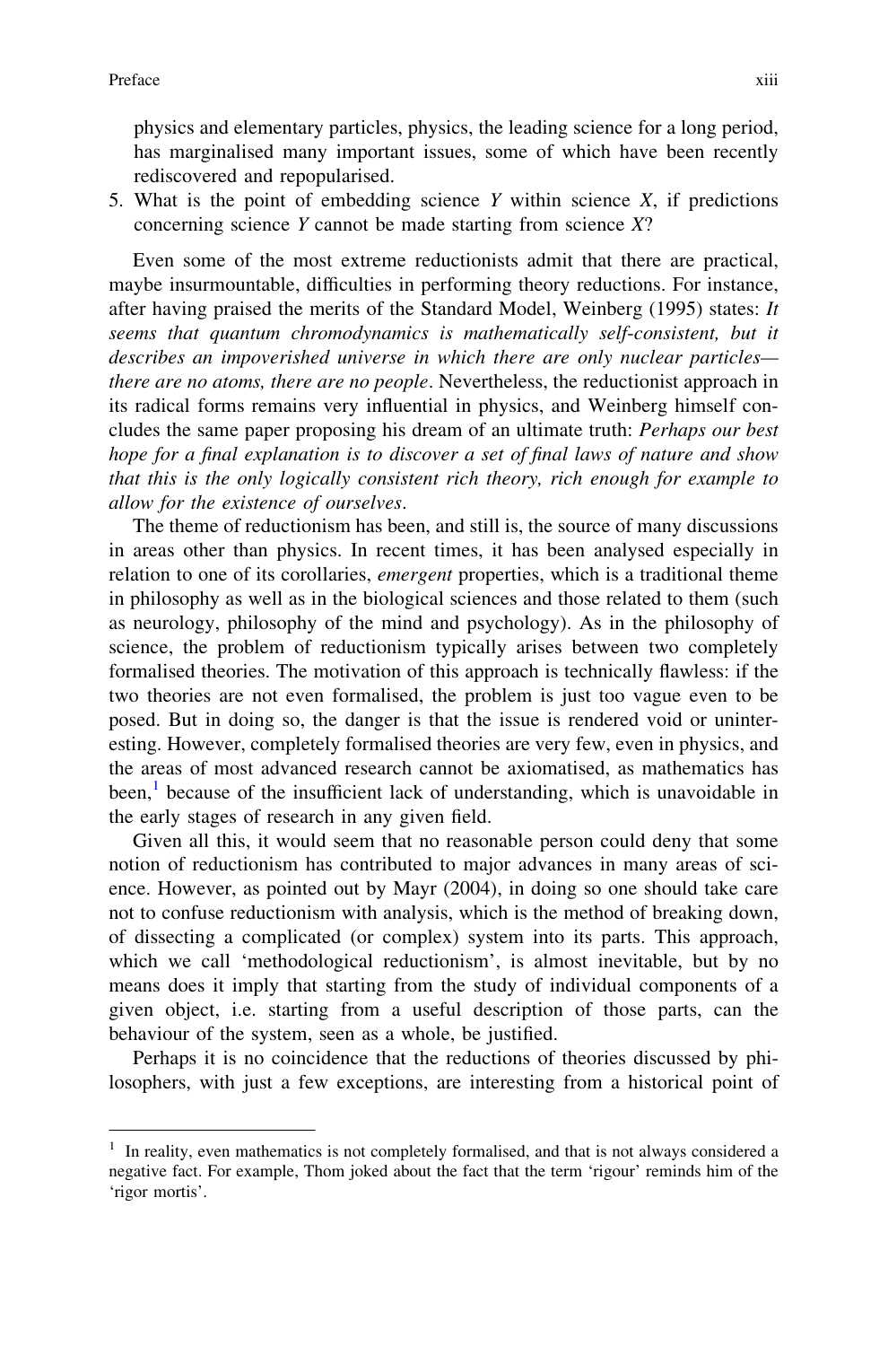physics and elementary particles, physics, the leading science for a long period, has marginalised many important issues, some of which have been recently rediscovered and repopularised.

5. What is the point of embedding science $Y$ within science $X$, if predictions concerning science $Y$ cannot be made starting from science $X$?

Even some of the most extreme reductionists admit that there are practical, maybe insurmountable, difficulties in performing theory reductions. For instance, after having praised the merits of the Standard Model, Weinberg (1995) states: *It seems that quantum chromodynamics is mathematically self-consistent, but it describes an impoverished universe in which there are only nuclear particles—there are no atoms, there are no people*. Nevertheless, the reductionist approach in its radical forms remains very influential in physics, and Weinberg himself concludes the same paper proposing his dream of an ultimate truth: *Perhaps our best hope for a final explanation is to discover a set of final laws of nature and show that this is the only logically consistent rich theory, rich enough for example to allow for the existence of ourselves*.

The theme of reductionism has been, and still is, the source of many discussions in areas other than physics. In recent times, it has been analysed especially in relation to one of its corollaries, *emergent* properties, which is a traditional theme in philosophy as well as in the biological sciences and those related to them (such as neurology, philosophy of the mind and psychology). As in the philosophy of science, the problem of reductionism typically arises between two completely formalised theories. The motivation of this approach is technically flawless: if the two theories are not even formalised, the problem is just too vague even to be posed. But in doing so, the danger is that the issue is rendered void or uninteresting. However, completely formalised theories are very few, even in physics, and the areas of most advanced research cannot be axiomatised, as mathematics has been,[1] because of the insufficient lack of understanding, which is unavoidable in the early stages of research in any given field.

Given all this, it would seem that no reasonable person could deny that some notion of reductionism has contributed to major advances in many areas of science. However, as pointed out by Mayr (2004), in doing so one should take care not to confuse reductionism with analysis, which is the method of breaking down, of dissecting a complicated (or complex) system into its parts. This approach, which we call 'methodological reductionism', is almost inevitable, but by no means does it imply that starting from the study of individual components of a given object, i.e. starting from a useful description of those parts, can the behaviour of the system, seen as a whole, be justified.

Perhaps it is no coincidence that the reductions of theories discussed by philosophers, with just a few exceptions, are interesting from a historical point of

[1] In reality, even mathematics is not completely formalised, and that is not always considered a negative fact. For example, Thom joked about the fact that the term 'rigour' reminds him of the 'rigor mortis'.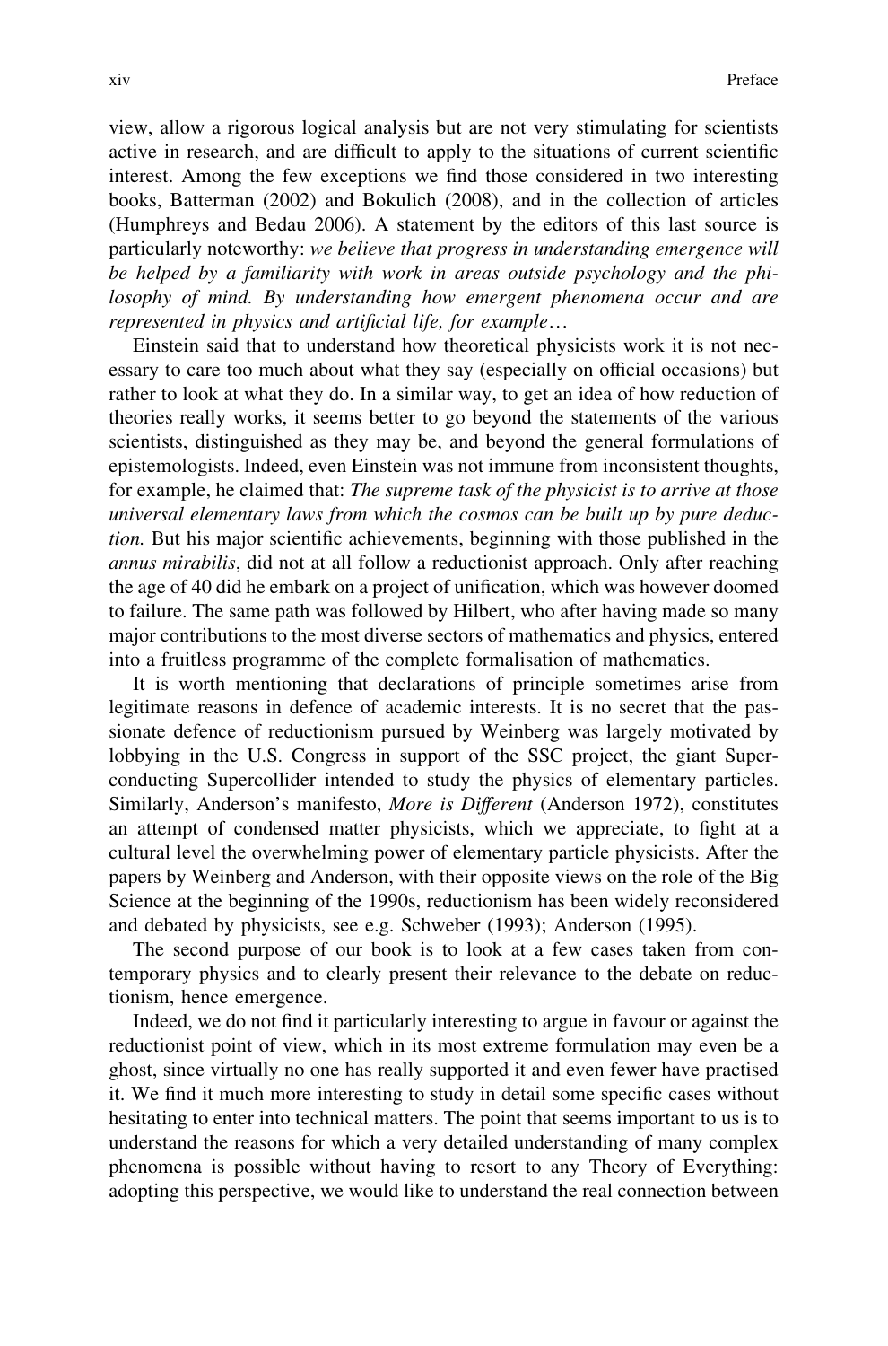view, allow a rigorous logical analysis but are not very stimulating for scientists active in research, and are difficult to apply to the situations of current scientific interest. Among the few exceptions we find those considered in two interesting books, Batterman (2002) and Bokulich (2008), and in the collection of articles (Humphreys and Bedau 2006). A statement by the editors of this last source is particularly noteworthy: *we believe that progress in understanding emergence will be helped by a familiarity with work in areas outside psychology and the philosophy of mind. By understanding how emergent phenomena occur and are represented in physics and artificial life, for example…*

Einstein said that to understand how theoretical physicists work it is not necessary to care too much about what they say (especially on official occasions) but rather to look at what they do. In a similar way, to get an idea of how reduction of theories really works, it seems better to go beyond the statements of the various scientists, distinguished as they may be, and beyond the general formulations of epistemologists. Indeed, even Einstein was not immune from inconsistent thoughts, for example, he claimed that: *The supreme task of the physicist is to arrive at those universal elementary laws from which the cosmos can be built up by pure deduction.* But his major scientific achievements, beginning with those published in the *annus mirabilis*, did not at all follow a reductionist approach. Only after reaching the age of 40 did he embark on a project of unification, which was however doomed to failure. The same path was followed by Hilbert, who after having made so many major contributions to the most diverse sectors of mathematics and physics, entered into a fruitless programme of the complete formalisation of mathematics.

It is worth mentioning that declarations of principle sometimes arise from legitimate reasons in defence of academic interests. It is no secret that the passionate defence of reductionism pursued by Weinberg was largely motivated by lobbying in the U.S. Congress in support of the SSC project, the giant Superconducting Supercollider intended to study the physics of elementary particles. Similarly, Anderson's manifesto, *More is Different* (Anderson 1972), constitutes an attempt of condensed matter physicists, which we appreciate, to fight at a cultural level the overwhelming power of elementary particle physicists. After the papers by Weinberg and Anderson, with their opposite views on the role of the Big Science at the beginning of the 1990s, reductionism has been widely reconsidered and debated by physicists, see e.g. Schweber (1993); Anderson (1995).

The second purpose of our book is to look at a few cases taken from contemporary physics and to clearly present their relevance to the debate on reductionism, hence emergence.

Indeed, we do not find it particularly interesting to argue in favour or against the reductionist point of view, which in its most extreme formulation may even be a ghost, since virtually no one has really supported it and even fewer have practised it. We find it much more interesting to study in detail some specific cases without hesitating to enter into technical matters. The point that seems important to us is to understand the reasons for which a very detailed understanding of many complex phenomena is possible without having to resort to any Theory of Everything: adopting this perspective, we would like to understand the real connection between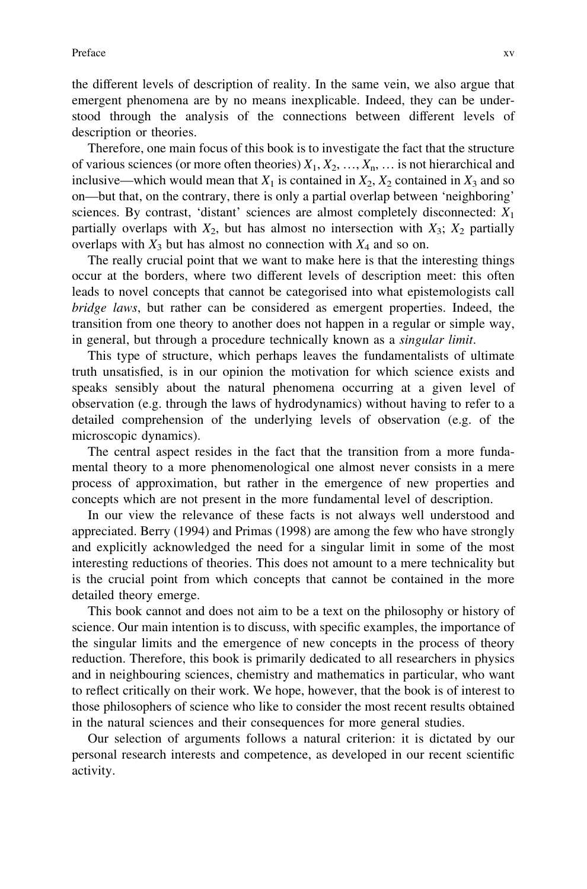the different levels of description of reality. In the same vein, we also argue that emergent phenomena are by no means inexplicable. Indeed, they can be understood through the analysis of the connections between different levels of description or theories.

Therefore, one main focus of this book is to investigate the fact that the structure of various sciences (or more often theories) $X_1, X_2, \ldots, X_n, \ldots$ is not hierarchical and inclusive—which would mean that $X_1$ is contained in $X_2$, $X_2$ contained in $X_3$ and so on—but that, on the contrary, there is only a partial overlap between 'neighboring' sciences. By contrast, 'distant' sciences are almost completely disconnected: $X_1$ partially overlaps with $X_2$, but has almost no intersection with $X_3$; $X_2$ partially overlaps with $X_3$ but has almost no connection with $X_4$ and so on.

The really crucial point that we want to make here is that the interesting things occur at the borders, where two different levels of description meet: this often leads to novel concepts that cannot be categorised into what epistemologists call *bridge laws*, but rather can be considered as emergent properties. Indeed, the transition from one theory to another does not happen in a regular or simple way, in general, but through a procedure technically known as a *singular limit*.

This type of structure, which perhaps leaves the fundamentalists of ultimate truth unsatisfied, is in our opinion the motivation for which science exists and speaks sensibly about the natural phenomena occurring at a given level of observation (e.g. through the laws of hydrodynamics) without having to refer to a detailed comprehension of the underlying levels of observation (e.g. of the microscopic dynamics).

The central aspect resides in the fact that the transition from a more fundamental theory to a more phenomenological one almost never consists in a mere process of approximation, but rather in the emergence of new properties and concepts which are not present in the more fundamental level of description.

In our view the relevance of these facts is not always well understood and appreciated. Berry (1994) and Primas (1998) are among the few who have strongly and explicitly acknowledged the need for a singular limit in some of the most interesting reductions of theories. This does not amount to a mere technicality but is the crucial point from which concepts that cannot be contained in the more detailed theory emerge.

This book cannot and does not aim to be a text on the philosophy or history of science. Our main intention is to discuss, with specific examples, the importance of the singular limits and the emergence of new concepts in the process of theory reduction. Therefore, this book is primarily dedicated to all researchers in physics and in neighbouring sciences, chemistry and mathematics in particular, who want to reflect critically on their work. We hope, however, that the book is of interest to those philosophers of science who like to consider the most recent results obtained in the natural sciences and their consequences for more general studies.

Our selection of arguments follows a natural criterion: it is dictated by our personal research interests and competence, as developed in our recent scientific activity.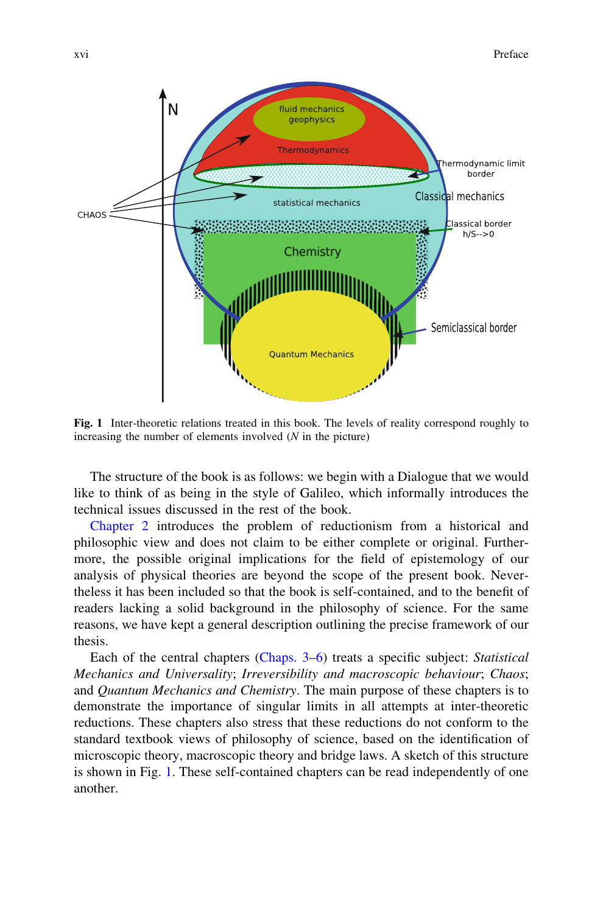**Fig. 1** Inter-theoretic relations treated in this book. The levels of reality correspond roughly to increasing the number of elements involved ($N$ in the picture)

The structure of the book is as follows: we begin with a Dialogue that we would like to think of as being in the style of Galileo, which informally introduces the technical issues discussed in the rest of the book.

Chapter 2 introduces the problem of reductionism from a historical and philosophic view and does not claim to be either complete or original. Furthermore, the possible original implications for the field of epistemology of our analysis of physical theories are beyond the scope of the present book. Nevertheless it has been included so that the book is self-contained, and to the benefit of readers lacking a solid background in the philosophy of science. For the same reasons, we have kept a general description outlining the precise framework of our thesis.

Each of the central chapters (Chaps. 3–6) treats a specific subject: *Statistical Mechanics and Universality*; *Irreversibility and macroscopic behaviour*; *Chaos*; and *Quantum Mechanics and Chemistry*. The main purpose of these chapters is to demonstrate the importance of singular limits in all attempts at inter-theoretic reductions. These chapters also stress that these reductions do not conform to the standard textbook views of philosophy of science, based on the identification of microscopic theory, macroscopic theory and bridge laws. A sketch of this structure is shown in Fig. 1. These self-contained chapters can be read independently of one another.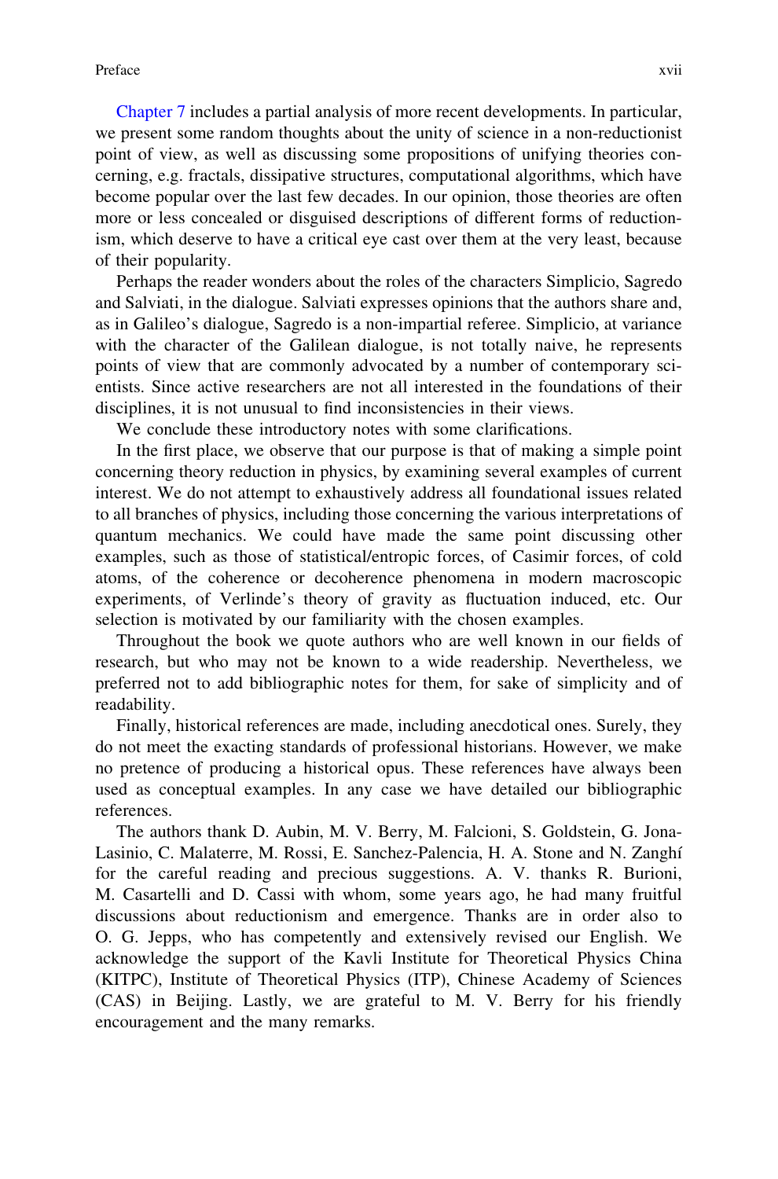Chapter 7 includes a partial analysis of more recent developments. In particular, we present some random thoughts about the unity of science in a non-reductionist point of view, as well as discussing some propositions of unifying theories concerning, e.g. fractals, dissipative structures, computational algorithms, which have become popular over the last few decades. In our opinion, those theories are often more or less concealed or disguised descriptions of different forms of reductionism, which deserve to have a critical eye cast over them at the very least, because of their popularity.

Perhaps the reader wonders about the roles of the characters Simplicio, Sagredo and Salviati, in the dialogue. Salviati expresses opinions that the authors share and, as in Galileo's dialogue, Sagredo is a non-impartial referee. Simplicio, at variance with the character of the Galilean dialogue, is not totally naive, he represents points of view that are commonly advocated by a number of contemporary scientists. Since active researchers are not all interested in the foundations of their disciplines, it is not unusual to find inconsistencies in their views.

We conclude these introductory notes with some clarifications.

In the first place, we observe that our purpose is that of making a simple point concerning theory reduction in physics, by examining several examples of current interest. We do not attempt to exhaustively address all foundational issues related to all branches of physics, including those concerning the various interpretations of quantum mechanics. We could have made the same point discussing other examples, such as those of statistical/entropic forces, of Casimir forces, of cold atoms, of the coherence or decoherence phenomena in modern macroscopic experiments, of Verlinde's theory of gravity as fluctuation induced, etc. Our selection is motivated by our familiarity with the chosen examples.

Throughout the book we quote authors who are well known in our fields of research, but who may not be known to a wide readership. Nevertheless, we preferred not to add bibliographic notes for them, for sake of simplicity and of readability.

Finally, historical references are made, including anecdotical ones. Surely, they do not meet the exacting standards of professional historians. However, we make no pretence of producing a historical opus. These references have always been used as conceptual examples. In any case we have detailed our bibliographic references.

The authors thank D. Aubin, M. V. Berry, M. Falcioni, S. Goldstein, G. Jona-Lasinio, C. Malaterre, M. Rossi, E. Sanchez-Palencia, H. A. Stone and N. Zanghí for the careful reading and precious suggestions. A. V. thanks R. Burioni, M. Casartelli and D. Cassi with whom, some years ago, he had many fruitful discussions about reductionism and emergence. Thanks are in order also to O. G. Jepps, who has competently and extensively revised our English. We acknowledge the support of the Kavli Institute for Theoretical Physics China (KITPC), Institute of Theoretical Physics (ITP), Chinese Academy of Sciences (CAS) in Beijing. Lastly, we are grateful to M. V. Berry for his friendly encouragement and the many remarks.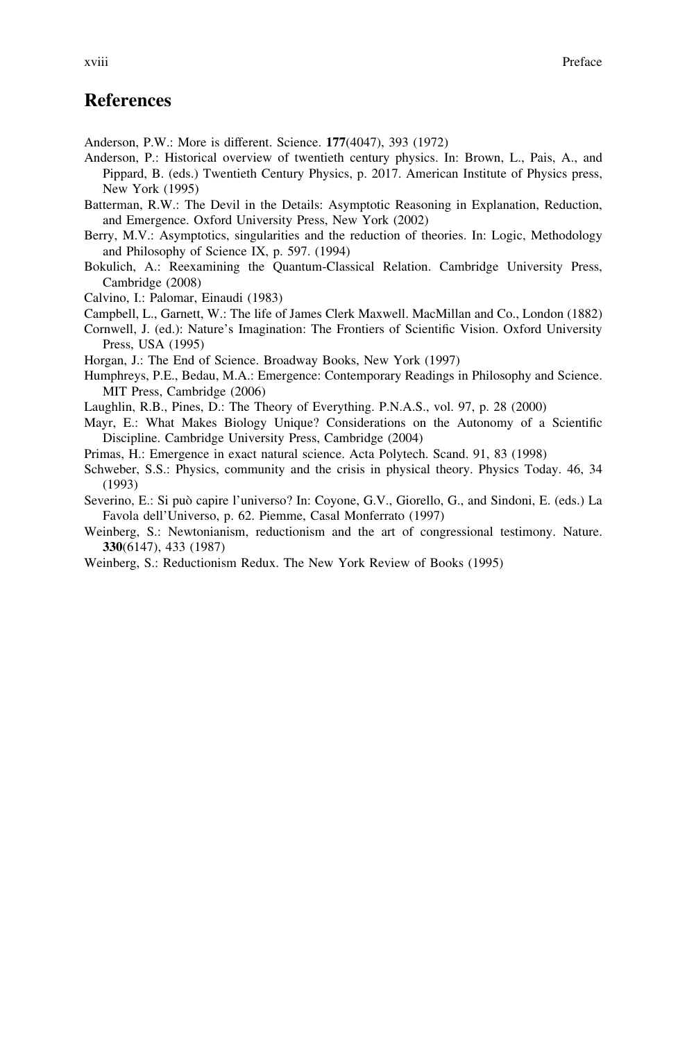# References

Anderson, P.W.: More is different. Science. **177**(4047), 393 (1972)

Anderson, P.: Historical overview of twentieth century physics. In: Brown, L., Pais, A., and Pippard, B. (eds.) Twentieth Century Physics, p. 2017. American Institute of Physics press, New York (1995)

Batterman, R.W.: The Devil in the Details: Asymptotic Reasoning in Explanation, Reduction, and Emergence. Oxford University Press, New York (2002)

Berry, M.V.: Asymptotics, singularities and the reduction of theories. In: Logic, Methodology and Philosophy of Science IX, p. 597. (1994)

Bokulich, A.: Reexamining the Quantum-Classical Relation. Cambridge University Press, Cambridge (2008)

Calvino, I.: Palomar, Einaudi (1983)

Campbell, L., Garnett, W.: The life of James Clerk Maxwell. MacMillan and Co., London (1882)

Cornwell, J. (ed.): Nature's Imagination: The Frontiers of Scientific Vision. Oxford University Press, USA (1995)

Horgan, J.: The End of Science. Broadway Books, New York (1997)

Humphreys, P.E., Bedau, M.A.: Emergence: Contemporary Readings in Philosophy and Science. MIT Press, Cambridge (2006)

Laughlin, R.B., Pines, D.: The Theory of Everything. P.N.A.S., vol. 97, p. 28 (2000)

Mayr, E.: What Makes Biology Unique? Considerations on the Autonomy of a Scientific Discipline. Cambridge University Press, Cambridge (2004)

Primas, H.: Emergence in exact natural science. Acta Polytech. Scand. 91, 83 (1998)

Schweber, S.S.: Physics, community and the crisis in physical theory. Physics Today. 46, 34 (1993)

Severino, E.: Si può capire l'universo? In: Coyone, G.V., Giorello, G., and Sindoni, E. (eds.) La Favola dell'Universo, p. 62. Piemme, Casal Monferrato (1997)

Weinberg, S.: Newtonianism, reductionism and the art of congressional testimony. Nature. **330**(6147), 433 (1987)

Weinberg, S.: Reductionism Redux. The New York Review of Books (1995)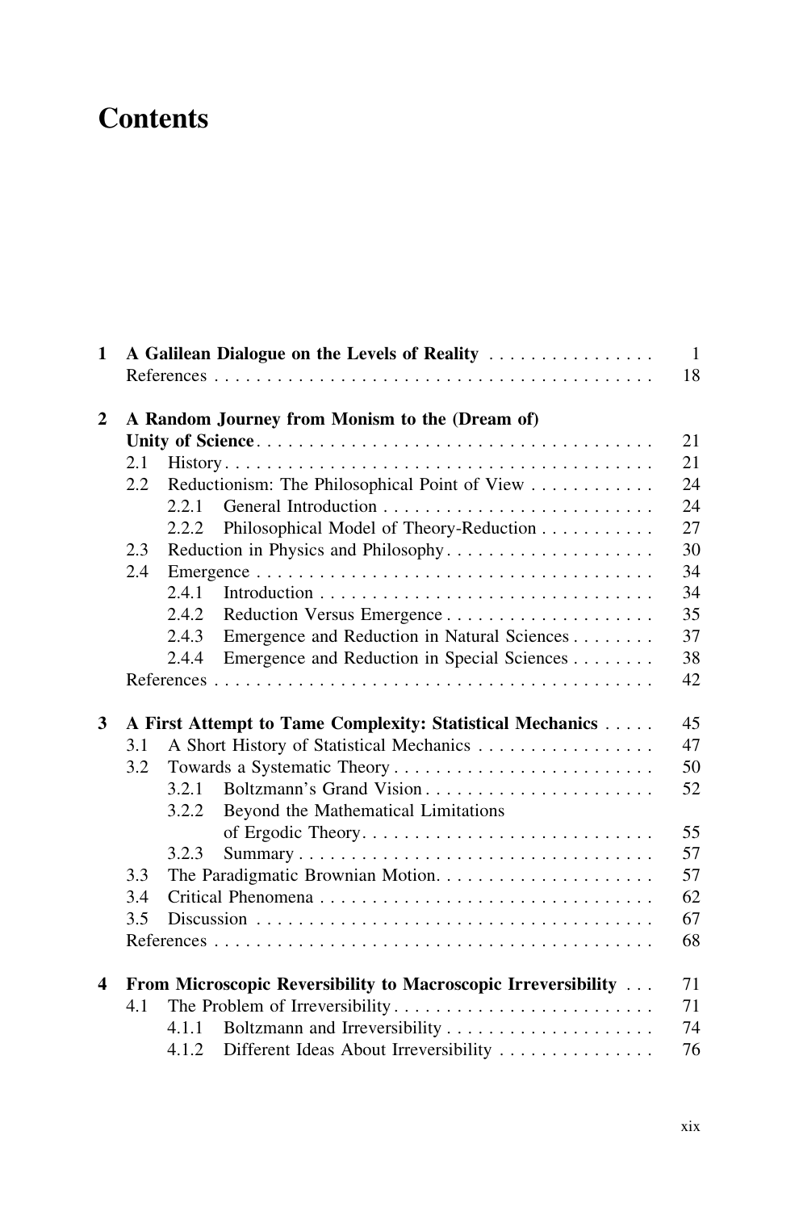# Contents

**1 A Galilean Dialogue on the Levels of Reality** . . . . . . . . . . . . . . . . 1
References . . . . . . . . . . . . . . . . . . . . . . . . . . . . . . . . . . . . . . . . . . 18

**2 A Random Journey from Monism to the (Dream of) Unity of Science** . . . . . . . . . . . . . . . . . . . . . . . . . . . . . . . . . . . . . 21
- 2.1 History . . . . . . . . . . . . . . . . . . . . . . . . . . . . . . . . . . . . . . . . . 21
- 2.2 Reductionism: The Philosophical Point of View . . . . . . . . . . . . 24
  - 2.2.1 General Introduction . . . . . . . . . . . . . . . . . . . . . . . . . . 24
  - 2.2.2 Philosophical Model of Theory-Reduction . . . . . . . . . . . 27
- 2.3 Reduction in Physics and Philosophy . . . . . . . . . . . . . . . . . . . . 30
- 2.4 Emergence . . . . . . . . . . . . . . . . . . . . . . . . . . . . . . . . . . . . . . . 34
  - 2.4.1 Introduction . . . . . . . . . . . . . . . . . . . . . . . . . . . . . . . . 34
  - 2.4.2 Reduction Versus Emergence . . . . . . . . . . . . . . . . . . . . 35
  - 2.4.3 Emergence and Reduction in Natural Sciences . . . . . . . . 37
  - 2.4.4 Emergence and Reduction in Special Sciences . . . . . . . . 38

References . . . . . . . . . . . . . . . . . . . . . . . . . . . . . . . . . . . . . . . . . . 42

**3 A First Attempt to Tame Complexity: Statistical Mechanics** . . . . . 45
- 3.1 A Short History of Statistical Mechanics . . . . . . . . . . . . . . . . . 47
- 3.2 Towards a Systematic Theory . . . . . . . . . . . . . . . . . . . . . . . . . 50
  - 3.2.1 Boltzmann's Grand Vision . . . . . . . . . . . . . . . . . . . . . . . 52
  - 3.2.2 Beyond the Mathematical Limitations of Ergodic Theory . . . . . . . . . . . . . . . . . . . . . . . . . . . . 55
  - 3.2.3 Summary . . . . . . . . . . . . . . . . . . . . . . . . . . . . . . . . . . 57
- 3.3 The Paradigmatic Brownian Motion . . . . . . . . . . . . . . . . . . . . . 57
- 3.4 Critical Phenomena . . . . . . . . . . . . . . . . . . . . . . . . . . . . . . . . 62
- 3.5 Discussion . . . . . . . . . . . . . . . . . . . . . . . . . . . . . . . . . . . . . . 67

References . . . . . . . . . . . . . . . . . . . . . . . . . . . . . . . . . . . . . . . . . . 68

**4 From Microscopic Reversibility to Macroscopic Irreversibility** . . . 71
- 4.1 The Problem of Irreversibility . . . . . . . . . . . . . . . . . . . . . . . . . 71
  - 4.1.1 Boltzmann and Irreversibility . . . . . . . . . . . . . . . . . . . . 74
  - 4.1.2 Different Ideas About Irreversibility . . . . . . . . . . . . . . . 76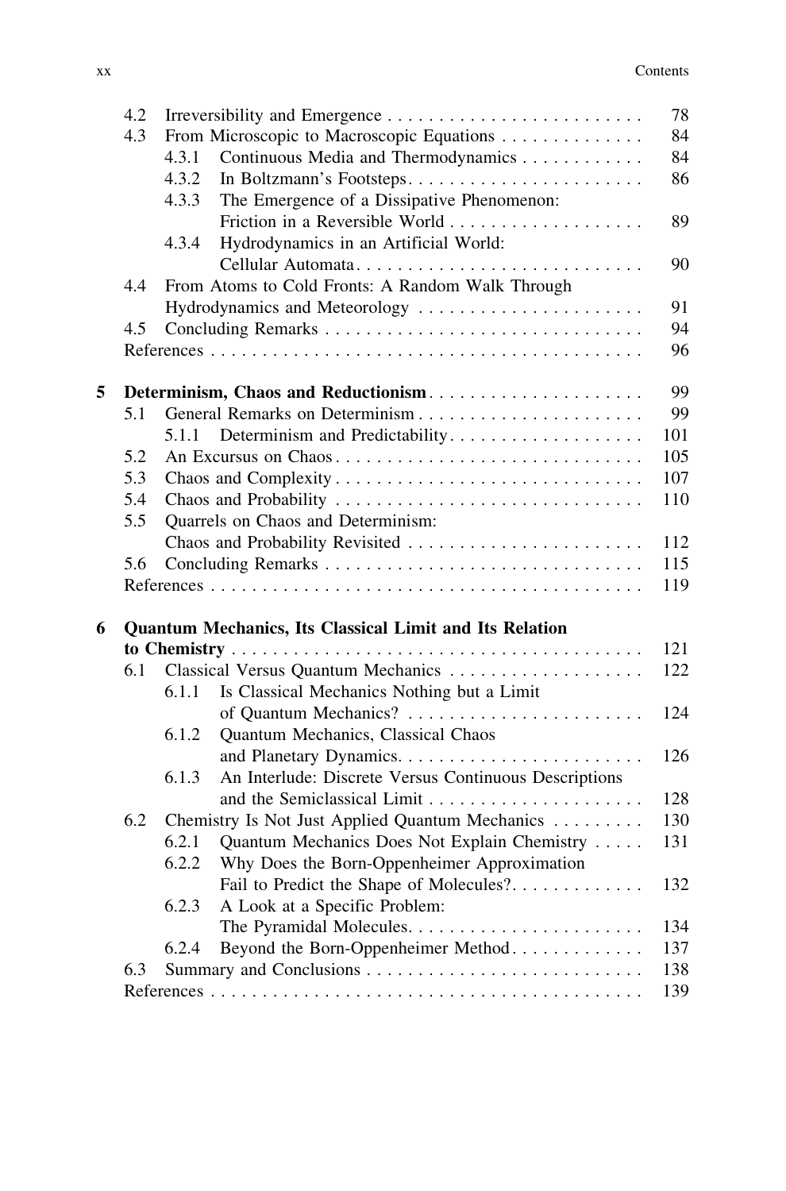| | | | |
|---|---|---|---|
| | 4.2 | Irreversibility and Emergence | 78 |
| | 4.3 | From Microscopic to Macroscopic Equations | 84 |
| | | 4.3.1 Continuous Media and Thermodynamics | 84 |
| | | 4.3.2 In Boltzmann's Footsteps | 86 |
| | | 4.3.3 The Emergence of a Dissipative Phenomenon: Friction in a Reversible World | 89 |
| | | 4.3.4 Hydrodynamics in an Artificial World: Cellular Automata | 90 |
| | 4.4 | From Atoms to Cold Fronts: A Random Walk Through Hydrodynamics and Meteorology | 91 |
| | 4.5 | Concluding Remarks | 94 |
| | | References | 96 |
| **5** | | **Determinism, Chaos and Reductionism** | 99 |
| | 5.1 | General Remarks on Determinism | 99 |
| | | 5.1.1 Determinism and Predictability | 101 |
| | 5.2 | An Excursus on Chaos | 105 |
| | 5.3 | Chaos and Complexity | 107 |
| | 5.4 | Chaos and Probability | 110 |
| | 5.5 | Quarrels on Chaos and Determinism: Chaos and Probability Revisited | 112 |
| | 5.6 | Concluding Remarks | 115 |
| | | References | 119 |
| **6** | | **Quantum Mechanics, Its Classical Limit and Its Relation to Chemistry** | 121 |
| | 6.1 | Classical Versus Quantum Mechanics | 122 |
| | | 6.1.1 Is Classical Mechanics Nothing but a Limit of Quantum Mechanics? | 124 |
| | | 6.1.2 Quantum Mechanics, Classical Chaos and Planetary Dynamics | 126 |
| | | 6.1.3 An Interlude: Discrete Versus Continuous Descriptions and the Semiclassical Limit | 128 |
| | 6.2 | Chemistry Is Not Just Applied Quantum Mechanics | 130 |
| | | 6.2.1 Quantum Mechanics Does Not Explain Chemistry | 131 |
| | | 6.2.2 Why Does the Born-Oppenheimer Approximation Fail to Predict the Shape of Molecules? | 132 |
| | | 6.2.3 A Look at a Specific Problem: The Pyramidal Molecules | 134 |
| | | 6.2.4 Beyond the Born-Oppenheimer Method | 137 |
| | 6.3 | Summary and Conclusions | 138 |
| | | References | 139 |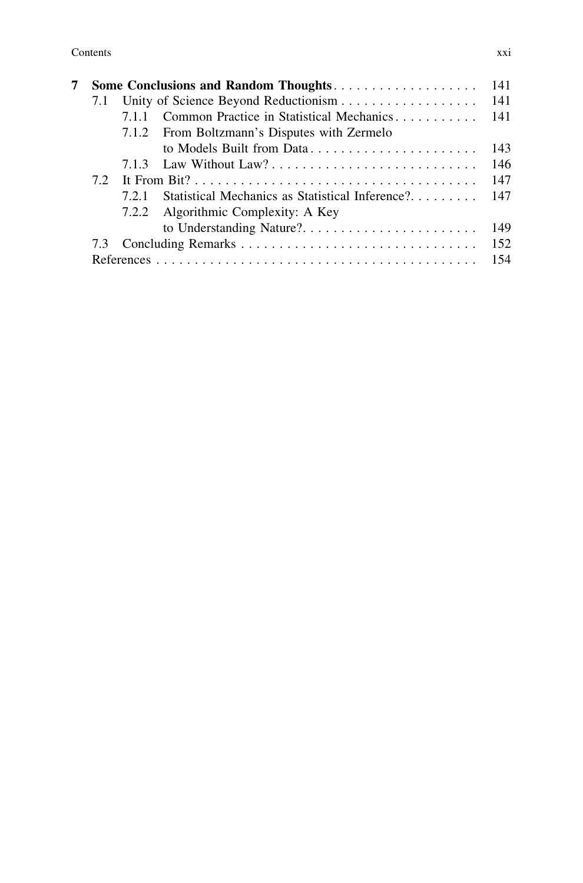**7 Some Conclusions and Random Thoughts** . . . . . . . . . . . . . . . . . . . 141

7.1 Unity of Science Beyond Reductionism . . . . . . . . . . . . . . . . . . 141

7.1.1 Common Practice in Statistical Mechanics . . . . . . . . . . . 141

7.1.2 From Boltzmann's Disputes with Zermelo to Models Built from Data . . . . . . . . . . . . . . . . . . . . . . 143

7.1.3 Law Without Law? . . . . . . . . . . . . . . . . . . . . . . . . . . . 146

7.2 It From Bit? . . . . . . . . . . . . . . . . . . . . . . . . . . . . . . . . . . . . . 147

7.2.1 Statistical Mechanics as Statistical Inference?. . . . . . . . . 147

7.2.2 Algorithmic Complexity: A Key to Understanding Nature?. . . . . . . . . . . . . . . . . . . . . . . 149

7.3 Concluding Remarks . . . . . . . . . . . . . . . . . . . . . . . . . . . . . . . 152

References . . . . . . . . . . . . . . . . . . . . . . . . . . . . . . . . . . . . . . . . . . 154